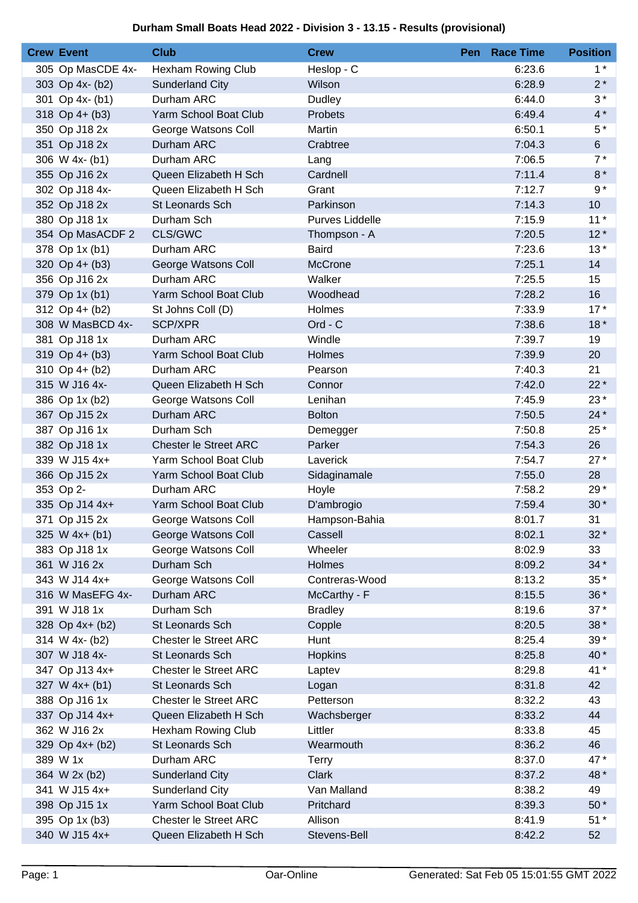# Durham Small Boats Head 2022 - Division 3 - 13.15 - Results (provisional)

| Crew | Event | Club | Crew | Pen | Race Time | Position |
|---|---|---|---|---|---|---|
| 305 | Op MasCDE 4x- | Hexham Rowing Club | Heslop - C | | 6:23.6 | 1 * |
| 303 | Op 4x- (b2) | Sunderland City | Wilson | | 6:28.9 | 2 * |
| 301 | Op 4x- (b1) | Durham ARC | Dudley | | 6:44.0 | 3 * |
| 318 | Op 4+ (b3) | Yarm School Boat Club | Probets | | 6:49.4 | 4 * |
| 350 | Op J18 2x | George Watsons Coll | Martin | | 6:50.1 | 5 * |
| 351 | Op J18 2x | Durham ARC | Crabtree | | 7:04.3 | 6 |
| 306 | W 4x- (b1) | Durham ARC | Lang | | 7:06.5 | 7 * |
| 355 | Op J16 2x | Queen Elizabeth H Sch | Cardnell | | 7:11.4 | 8 * |
| 302 | Op J18 4x- | Queen Elizabeth H Sch | Grant | | 7:12.7 | 9 * |
| 352 | Op J18 2x | St Leonards Sch | Parkinson | | 7:14.3 | 10 |
| 380 | Op J18 1x | Durham Sch | Purves Liddelle | | 7:15.9 | 11 * |
| 354 | Op MasACDF 2 | CLS/GWC | Thompson - A | | 7:20.5 | 12 * |
| 378 | Op 1x (b1) | Durham ARC | Baird | | 7:23.6 | 13 * |
| 320 | Op 4+ (b3) | George Watsons Coll | McCrone | | 7:25.1 | 14 |
| 356 | Op J16 2x | Durham ARC | Walker | | 7:25.5 | 15 |
| 379 | Op 1x (b1) | Yarm School Boat Club | Woodhead | | 7:28.2 | 16 |
| 312 | Op 4+ (b2) | St Johns Coll (D) | Holmes | | 7:33.9 | 17 * |
| 308 | W MasBCD 4x- | SCP/XPR | Ord - C | | 7:38.6 | 18 * |
| 381 | Op J18 1x | Durham ARC | Windle | | 7:39.7 | 19 |
| 319 | Op 4+ (b3) | Yarm School Boat Club | Holmes | | 7:39.9 | 20 |
| 310 | Op 4+ (b2) | Durham ARC | Pearson | | 7:40.3 | 21 |
| 315 | W J16 4x- | Queen Elizabeth H Sch | Connor | | 7:42.0 | 22 * |
| 386 | Op 1x (b2) | George Watsons Coll | Lenihan | | 7:45.9 | 23 * |
| 367 | Op J15 2x | Durham ARC | Bolton | | 7:50.5 | 24 * |
| 387 | Op J16 1x | Durham Sch | Demegger | | 7:50.8 | 25 * |
| 382 | Op J18 1x | Chester le Street ARC | Parker | | 7:54.3 | 26 |
| 339 | W J15 4x+ | Yarm School Boat Club | Laverick | | 7:54.7 | 27 * |
| 366 | Op J15 2x | Yarm School Boat Club | Sidaginamale | | 7:55.0 | 28 |
| 353 | Op 2- | Durham ARC | Hoyle | | 7:58.2 | 29 * |
| 335 | Op J14 4x+ | Yarm School Boat Club | D'ambrogio | | 7:59.4 | 30 * |
| 371 | Op J15 2x | George Watsons Coll | Hampson-Bahia | | 8:01.7 | 31 |
| 325 | W 4x+ (b1) | George Watsons Coll | Cassell | | 8:02.1 | 32 * |
| 383 | Op J18 1x | George Watsons Coll | Wheeler | | 8:02.9 | 33 |
| 361 | W J16 2x | Durham Sch | Holmes | | 8:09.2 | 34 * |
| 343 | W J14 4x+ | George Watsons Coll | Contreras-Wood | | 8:13.2 | 35 * |
| 316 | W MasEFG 4x- | Durham ARC | McCarthy - F | | 8:15.5 | 36 * |
| 391 | W J18 1x | Durham Sch | Bradley | | 8:19.6 | 37 * |
| 328 | Op 4x+ (b2) | St Leonards Sch | Copple | | 8:20.5 | 38 * |
| 314 | W 4x- (b2) | Chester le Street ARC | Hunt | | 8:25.4 | 39 * |
| 307 | W J18 4x- | St Leonards Sch | Hopkins | | 8:25.8 | 40 * |
| 347 | Op J13 4x+ | Chester le Street ARC | Laptev | | 8:29.8 | 41 * |
| 327 | W 4x+ (b1) | St Leonards Sch | Logan | | 8:31.8 | 42 |
| 388 | Op J16 1x | Chester le Street ARC | Petterson | | 8:32.2 | 43 |
| 337 | Op J14 4x+ | Queen Elizabeth H Sch | Wachsberger | | 8:33.2 | 44 |
| 362 | W J16 2x | Hexham Rowing Club | Littler | | 8:33.8 | 45 |
| 329 | Op 4x+ (b2) | St Leonards Sch | Wearmouth | | 8:36.2 | 46 |
| 389 | W 1x | Durham ARC | Terry | | 8:37.0 | 47 * |
| 364 | W 2x (b2) | Sunderland City | Clark | | 8:37.2 | 48 * |
| 341 | W J15 4x+ | Sunderland City | Van Malland | | 8:38.2 | 49 |
| 398 | Op J15 1x | Yarm School Boat Club | Pritchard | | 8:39.3 | 50 * |
| 395 | Op 1x (b3) | Chester le Street ARC | Allison | | 8:41.9 | 51 * |
| 340 | W J15 4x+ | Queen Elizabeth H Sch | Stevens-Bell | | 8:42.2 | 52 |

Oar-Online

Generated: Sat Feb 05 15:01:55 GMT 2022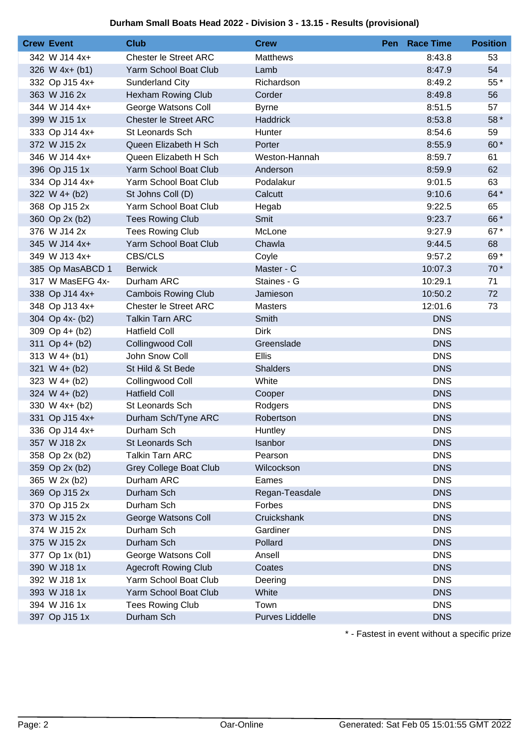**Durham Small Boats Head 2022 - Division 3 - 13.15 - Results (provisional)**

| Crew | Event | Club | Crew | Pen | Race Time | Position |
|---|---|---|---|---|---|---|
| 342 | W J14 4x+ | Chester le Street ARC | Matthews | | 8:43.8 | 53 |
| 326 | W 4x+ (b1) | Yarm School Boat Club | Lamb | | 8:47.9 | 54 |
| 332 | Op J15 4x+ | Sunderland City | Richardson | | 8:49.2 | 55 * |
| 363 | W J16 2x | Hexham Rowing Club | Corder | | 8:49.8 | 56 |
| 344 | W J14 4x+ | George Watsons Coll | Byrne | | 8:51.5 | 57 |
| 399 | W J15 1x | Chester le Street ARC | Haddrick | | 8:53.8 | 58 * |
| 333 | Op J14 4x+ | St Leonards Sch | Hunter | | 8:54.6 | 59 |
| 372 | W J15 2x | Queen Elizabeth H Sch | Porter | | 8:55.9 | 60 * |
| 346 | W J14 4x+ | Queen Elizabeth H Sch | Weston-Hannah | | 8:59.7 | 61 |
| 396 | Op J15 1x | Yarm School Boat Club | Anderson | | 8:59.9 | 62 |
| 334 | Op J14 4x+ | Yarm School Boat Club | Podalakur | | 9:01.5 | 63 |
| 322 | W 4+ (b2) | St Johns Coll (D) | Calcutt | | 9:10.6 | 64 * |
| 368 | Op J15 2x | Yarm School Boat Club | Hegab | | 9:22.5 | 65 |
| 360 | Op 2x (b2) | Tees Rowing Club | Smit | | 9:23.7 | 66 * |
| 376 | W J14 2x | Tees Rowing Club | McLone | | 9:27.9 | 67 * |
| 345 | W J14 4x+ | Yarm School Boat Club | Chawla | | 9:44.5 | 68 |
| 349 | W J13 4x+ | CBS/CLS | Coyle | | 9:57.2 | 69 * |
| 385 | Op MasABCD 1 | Berwick | Master - C | | 10:07.3 | 70 * |
| 317 | W MasEFG 4x- | Durham ARC | Staines - G | | 10:29.1 | 71 |
| 338 | Op J14 4x+ | Cambois Rowing Club | Jamieson | | 10:50.2 | 72 |
| 348 | Op J13 4x+ | Chester le Street ARC | Masters | | 12:01.6 | 73 |
| 304 | Op 4x- (b2) | Talkin Tarn ARC | Smith | | DNS | |
| 309 | Op 4+ (b2) | Hatfield Coll | Dirk | | DNS | |
| 311 | Op 4+ (b2) | Collingwood Coll | Greenslade | | DNS | |
| 313 | W 4+ (b1) | John Snow Coll | Ellis | | DNS | |
| 321 | W 4+ (b2) | St Hild & St Bede | Shalders | | DNS | |
| 323 | W 4+ (b2) | Collingwood Coll | White | | DNS | |
| 324 | W 4+ (b2) | Hatfield Coll | Cooper | | DNS | |
| 330 | W 4x+ (b2) | St Leonards Sch | Rodgers | | DNS | |
| 331 | Op J15 4x+ | Durham Sch/Tyne ARC | Robertson | | DNS | |
| 336 | Op J14 4x+ | Durham Sch | Huntley | | DNS | |
| 357 | W J18 2x | St Leonards Sch | Isanbor | | DNS | |
| 358 | Op 2x (b2) | Talkin Tarn ARC | Pearson | | DNS | |
| 359 | Op 2x (b2) | Grey College Boat Club | Wilcockson | | DNS | |
| 365 | W 2x (b2) | Durham ARC | Eames | | DNS | |
| 369 | Op J15 2x | Durham Sch | Regan-Teasdale | | DNS | |
| 370 | Op J15 2x | Durham Sch | Forbes | | DNS | |
| 373 | W J15 2x | George Watsons Coll | Cruickshank | | DNS | |
| 374 | W J15 2x | Durham Sch | Gardiner | | DNS | |
| 375 | W J15 2x | Durham Sch | Pollard | | DNS | |
| 377 | Op 1x (b1) | George Watsons Coll | Ansell | | DNS | |
| 390 | W J18 1x | Agecroft Rowing Club | Coates | | DNS | |
| 392 | W J18 1x | Yarm School Boat Club | Deering | | DNS | |
| 393 | W J18 1x | Yarm School Boat Club | White | | DNS | |
| 394 | W J16 1x | Tees Rowing Club | Town | | DNS | |
| 397 | Op J15 1x | Durham Sch | Purves Liddelle | | DNS | |

* - Fastest in event without a specific prize

Oar-Online

Generated: Sat Feb 05 15:01:55 GMT 2022